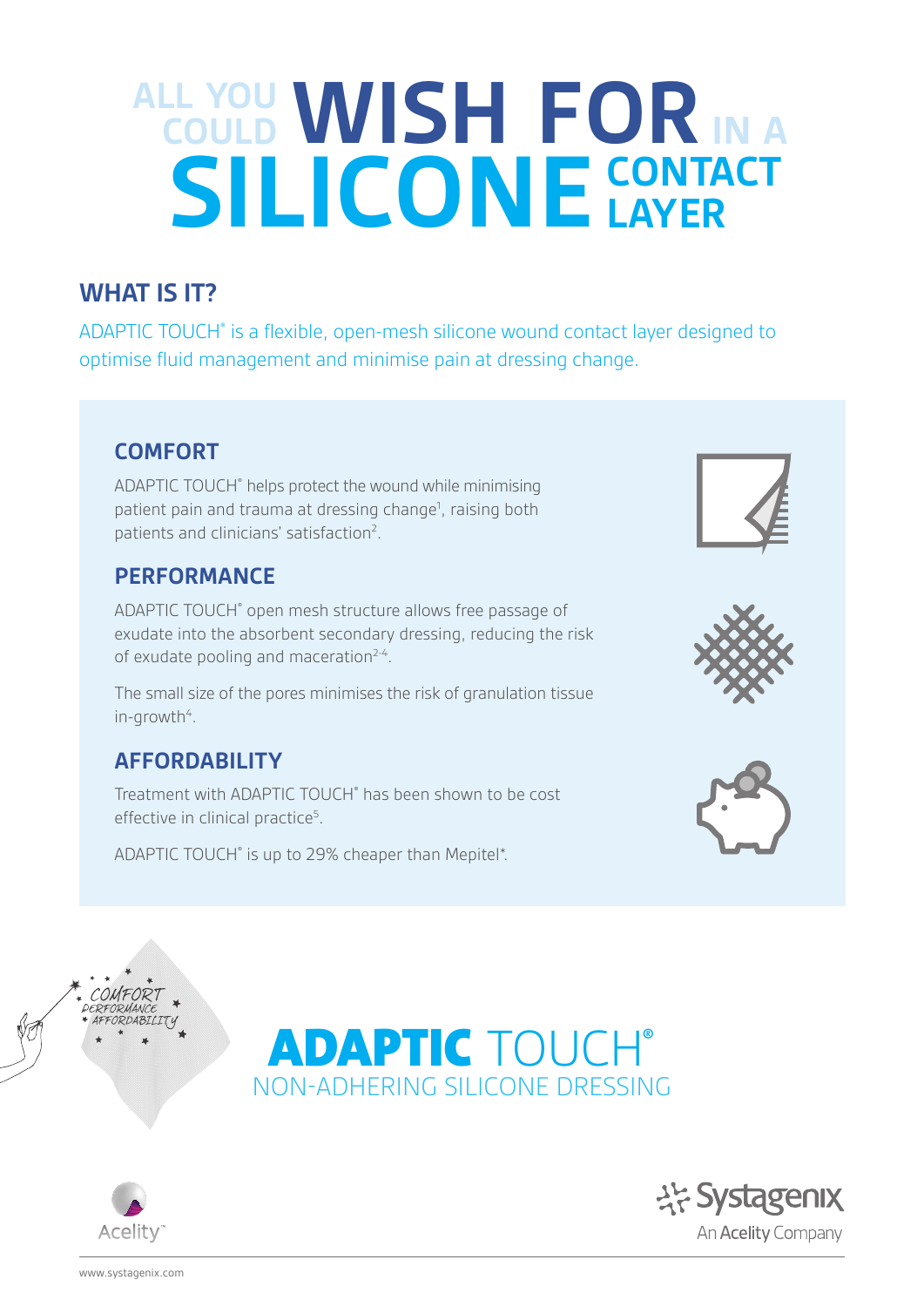# ALL YOU COULD WISH FOR IN A SILICONE CONTACT LAYER

## WHAT IS IT?

ADAPTIC TOUCH® is a flexible, open-mesh silicone wound contact layer designed to optimise fluid management and minimise pain at dressing change.

### COMFORT

ADAPTIC TOUCH® helps protect the wound while minimising patient pain and trauma at dressing change[1], raising both patients and clinicians' satisfaction[2].

### PERFORMANCE

ADAPTIC TOUCH® open mesh structure allows free passage of exudate into the absorbent secondary dressing, reducing the risk of exudate pooling and maceration[2-4].

The small size of the pores minimises the risk of granulation tissue in-growth[4].

### AFFORDABILITY

Treatment with ADAPTIC TOUCH® has been shown to be cost effective in clinical practice[5].

ADAPTIC TOUCH® is up to 29% cheaper than Mepitel*.

COMFORT
PERFORMANCE
AFFORDABILITY

**ADAPTIC** TOUCH®
NON-ADHERING SILICONE DRESSING

Acelity™

Systagenix
An Acelity Company

www.systagenix.com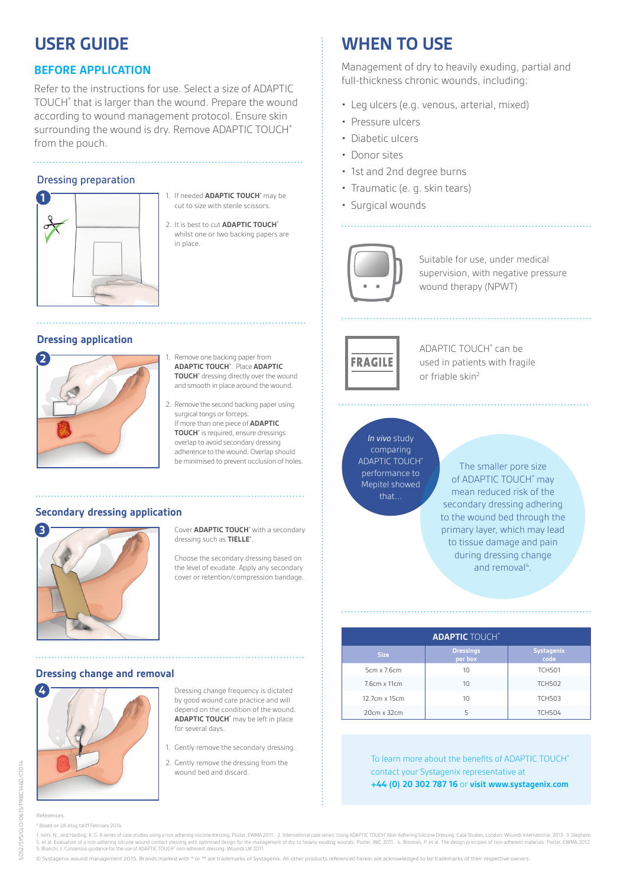# USER GUIDE

## BEFORE APPLICATION

Refer to the instructions for use. Select a size of ADAPTIC TOUCH® that is larger than the wound. Prepare the wound according to wound management protocol. Ensure skin surrounding the wound is dry. Remove ADAPTIC TOUCH® from the pouch.

### Dressing preparation

1. If needed **ADAPTIC TOUCH®** may be cut to size with sterile scissors.
2. It is best to cut **ADAPTIC TOUCH®** whilst one or two backing papers are in place.

### Dressing application

1. Remove one backing paper from **ADAPTIC TOUCH®**. Place **ADAPTIC TOUCH®** dressing directly over the wound and smooth in place around the wound.
2. Remove the second backing paper using surgical tongs or forceps.
   If more than one piece of **ADAPTIC TOUCH®** is required, ensure dressings overlap to avoid secondary dressing adherence to the wound. Overlap should be minimised to prevent occlusion of holes.

### Secondary dressing application

Cover **ADAPTIC TOUCH®** with a secondary dressing such as **TIELLE®**.

Choose the secondary dressing based on the level of exudate. Apply any secondary cover or retention/compression bandage.

### Dressing change and removal

Dressing change frequency is dictated by good wound care practice and will depend on the condition of the wound. **ADAPTIC TOUCH®** may be left in place for several days.

1. Gently remove the secondary dressing.
2. Gently remove the dressing from the wound bed and discard.

# WHEN TO USE

Management of dry to heavily exuding, partial and full-thickness chronic wounds, including:

- Leg ulcers (e.g. venous, arterial, mixed)
- Pressure ulcers
- Diabetic ulcers
- Donor sites
- 1st and 2nd degree burns
- Traumatic (e. g. skin tears)
- Surgical wounds

Suitable for use, under medical supervision, with negative pressure wound therapy (NPWT)

FRAGILE

ADAPTIC TOUCH® can be used in patients with fragile or friable skin[2]

*In vivo* study comparing ADAPTIC TOUCH® performance to Mepitel showed that...

The smaller pore size of ADAPTIC TOUCH® may mean reduced risk of the secondary dressing adhering to the wound bed through the primary layer, which may lead to tissue damage and pain during dressing change and removal[4].

| ADAPTIC TOUCH® | | |
|---|---|---|
| **Size** | **Dressings per box** | **Systagenix code** |
| 5cm x 7.6cm | 10 | TCH501 |
| 7.6cm x 11cm | 10 | TCH502 |
| 12.7cm x 15cm | 10 | TCH503 |
| 20cm x 32cm | 5 | TCH504 |

To learn more about the benefits of ADAPTIC TOUCH® contact your Systagenix representative at **+44 (0) 20 302 787 16** or **visit www.systagenix.com**

References

* Based on UK drug tariff February 2014.

1. Ivins, N., and Harding, K. G. A series of case studies using a non adhering silicone dressing. Poster, EWMA 2011. 2. International case series: Using ADAPTIC TOUCH® Non-Adhering Silicone Dressing: Case Studies. London: Wounds International, 2013. 3. Stephens S. et al. Evaluation of a non-adhering silicone wound contact dressing with optimised design for the management of dry to heavily exuding wounds. Poster, WIC 2011. 4. Brosnan, P. et al. The design principles of non-adherent materials. Poster, EWMA 2012. 5. Bianchi, J. Consensus guidance for the use of ADAPTIC TOUCH® non-adherent dressing. Wounds UK 2011.

© Systagenix wound management 2015. Brands marked with ® or ™ are trademarks of Systagenix. All other products referenced herein are acknowledged to be trademarks of their respective owners.

5052/SYS/GLO/0615/PRBC1460/C1014